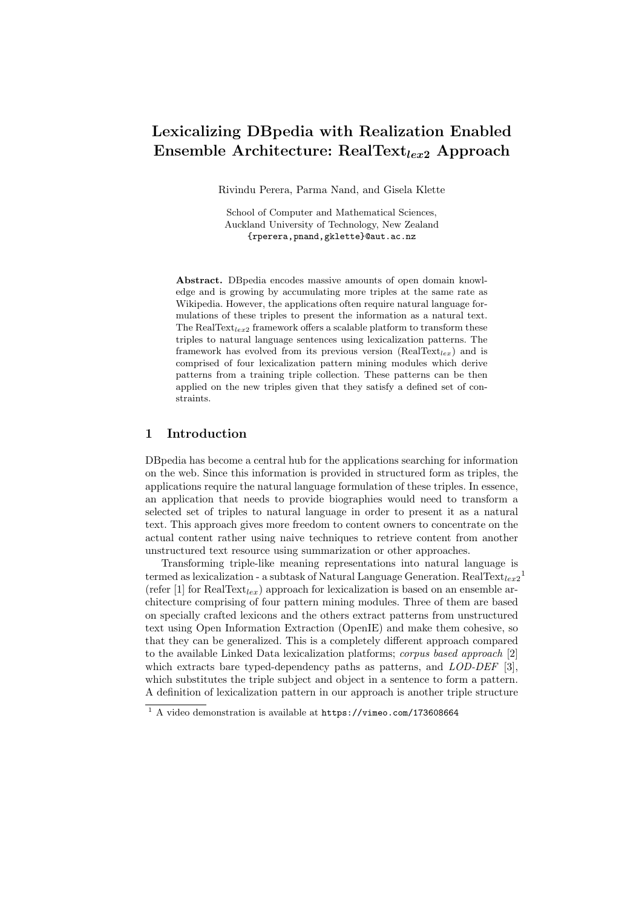# Lexicalizing DBpedia with Realization Enabled Ensemble Architecture: RealText$_{lex2}$ Approach

Rivindu Perera, Parma Nand, and Gisela Klette

School of Computer and Mathematical Sciences,
Auckland University of Technology, New Zealand
{rperera,pnand,gklette}@aut.ac.nz

**Abstract.** DBpedia encodes massive amounts of open domain knowledge and is growing by accumulating more triples at the same rate as Wikipedia. However, the applications often require natural language formulations of these triples to present the information as a natural text. The RealText$_{lex2}$ framework offers a scalable platform to transform these triples to natural language sentences using lexicalization patterns. The framework has evolved from its previous version (RealText$_{lex}$) and is comprised of four lexicalization pattern mining modules which derive patterns from a training triple collection. These patterns can be then applied on the new triples given that they satisfy a defined set of constraints.

## 1 Introduction

DBpedia has become a central hub for the applications searching for information on the web. Since this information is provided in structured form as triples, the applications require the natural language formulation of these triples. In essence, an application that needs to provide biographies would need to transform a selected set of triples to natural language in order to present it as a natural text. This approach gives more freedom to content owners to concentrate on the actual content rather using naive techniques to retrieve content from another unstructured text resource using summarization or other approaches.

Transforming triple-like meaning representations into natural language is termed as lexicalization - a subtask of Natural Language Generation. RealText$_{lex2}$[1] (refer [1] for RealText$_{lex}$) approach for lexicalization is based on an ensemble architecture comprising of four pattern mining modules. Three of them are based on specially crafted lexicons and the others extract patterns from unstructured text using Open Information Extraction (OpenIE) and make them cohesive, so that they can be generalized. This is a completely different approach compared to the available Linked Data lexicalization platforms; *corpus based approach* [2] which extracts bare typed-dependency paths as patterns, and *LOD-DEF* [3], which substitutes the triple subject and object in a sentence to form a pattern. A definition of lexicalization pattern in our approach is another triple structure

[1] A video demonstration is available at https://vimeo.com/173608664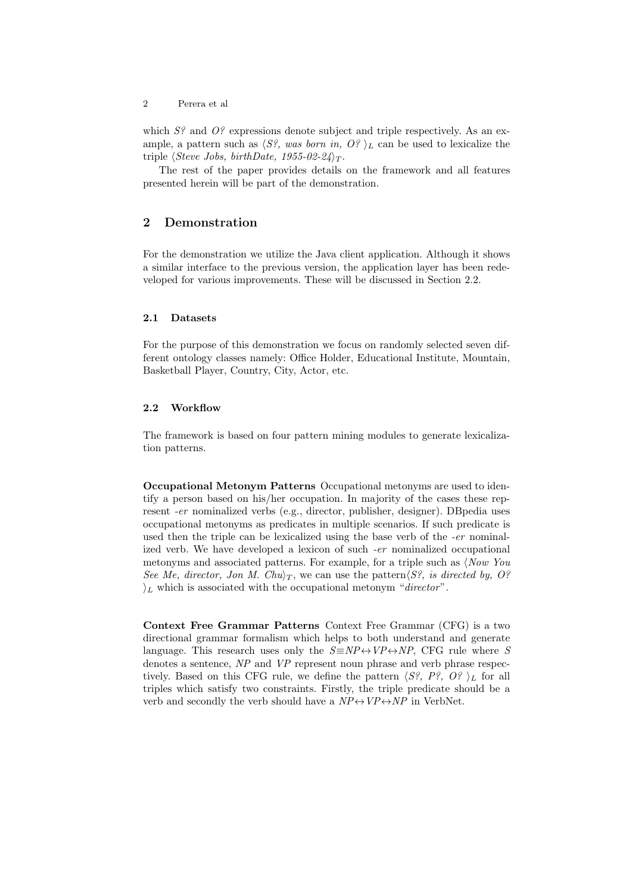which *S?* and *O?* expressions denote subject and triple respectively. As an example, a pattern such as $\langle$*S?, was born in, O?* $\rangle_L$ can be used to lexicalize the triple $\langle$*Steve Jobs, birthDate, 1955-02-24*$\rangle_T$.

The rest of the paper provides details on the framework and all features presented herein will be part of the demonstration.

## 2 Demonstration

For the demonstration we utilize the Java client application. Although it shows a similar interface to the previous version, the application layer has been redeveloped for various improvements. These will be discussed in Section 2.2.

### 2.1 Datasets

For the purpose of this demonstration we focus on randomly selected seven different ontology classes namely: Office Holder, Educational Institute, Mountain, Basketball Player, Country, City, Actor, etc.

### 2.2 Workflow

The framework is based on four pattern mining modules to generate lexicalization patterns.

**Occupational Metonym Patterns** Occupational metonyms are used to identify a person based on his/her occupation. In majority of the cases these represent *-er* nominalized verbs (e.g., director, publisher, designer). DBpedia uses occupational metonyms as predicates in multiple scenarios. If such predicate is used then the triple can be lexicalized using the base verb of the *-er* nominalized verb. We have developed a lexicon of such *-er* nominalized occupational metonyms and associated patterns. For example, for a triple such as $\langle$*Now You See Me, director, Jon M. Chu*$\rangle_T$, we can use the pattern$\langle$*S?, is directed by, O?* $\rangle_L$ which is associated with the occupational metonym "*director*".

**Context Free Grammar Patterns** Context Free Grammar (CFG) is a two directional grammar formalism which helps to both understand and generate language. This research uses only the $S \equiv NP \leftrightarrow VP \leftrightarrow NP$, CFG rule where $S$ denotes a sentence, $NP$ and $VP$ represent noun phrase and verb phrase respectively. Based on this CFG rule, we define the pattern $\langle$*S?, P?, O?* $\rangle_L$ for all triples which satisfy two constraints. Firstly, the triple predicate should be a verb and secondly the verb should have a $NP \leftrightarrow VP \leftrightarrow NP$ in VerbNet.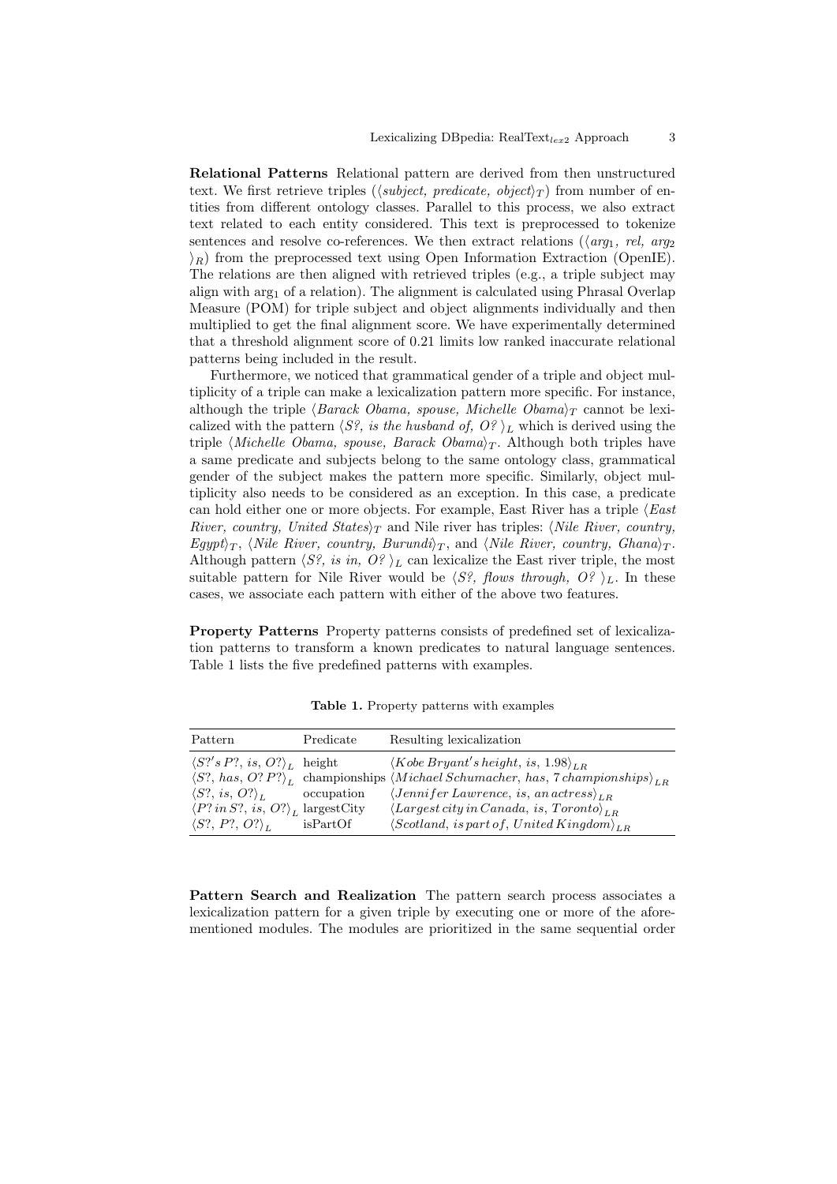**Relational Patterns** Relational pattern are derived from then unstructured text. We first retrieve triples ($\langle$*subject, predicate, object*$\rangle_T$) from number of entities from different ontology classes. Parallel to this process, we also extract text related to each entity considered. This text is preprocessed to tokenize sentences and resolve co-references. We then extract relations ($\langle$*arg*$_1$*, rel, arg*$_2$ $\rangle_R$) from the preprocessed text using Open Information Extraction (OpenIE). The relations are then aligned with retrieved triples (e.g., a triple subject may align with arg$_1$ of a relation). The alignment is calculated using Phrasal Overlap Measure (POM) for triple subject and object alignments individually and then multiplied to get the final alignment score. We have experimentally determined that a threshold alignment score of 0.21 limits low ranked inaccurate relational patterns being included in the result.

Furthermore, we noticed that grammatical gender of a triple and object multiplicity of a triple can make a lexicalization pattern more specific. For instance, although the triple $\langle$*Barack Obama, spouse, Michelle Obama*$\rangle_T$ cannot be lexicalized with the pattern $\langle$*S?, is the husband of, O?* $\rangle_L$ which is derived using the triple $\langle$*Michelle Obama, spouse, Barack Obama*$\rangle_T$. Although both triples have a same predicate and subjects belong to the same ontology class, grammatical gender of the subject makes the pattern more specific. Similarly, object multiplicity also needs to be considered as an exception. In this case, a predicate can hold either one or more objects. For example, East River has a triple $\langle$*East River, country, United States*$\rangle_T$ and Nile river has triples: $\langle$*Nile River, country, Egypt*$\rangle_T$, $\langle$*Nile River, country, Burundi*$\rangle_T$, and $\langle$*Nile River, country, Ghana*$\rangle_T$. Although pattern $\langle$*S?, is in, O?* $\rangle_L$ can lexicalize the East river triple, the most suitable pattern for Nile River would be $\langle$*S?, flows through, O?* $\rangle_L$. In these cases, we associate each pattern with either of the above two features.

**Property Patterns** Property patterns consists of predefined set of lexicalization patterns to transform a known predicates to natural language sentences. Table 1 lists the five predefined patterns with examples.

**Table 1.** Property patterns with examples

| Pattern | Predicate | Resulting lexicalization |
|---|---|---|
| $\langle S?'s\, P?,\, is,\, O?\rangle_L$ | height | $\langle Kobe\ Bryant's\ height,\ is,\ 1.98\rangle_{LR}$ |
| $\langle S?,\, has,\, O?\, P?\rangle_L$ | championships | $\langle Michael\ Schumacher,\ has,\ 7\ championships\rangle_{LR}$ |
| $\langle S?,\, is,\, O?\rangle_L$ | occupation | $\langle Jennifer\ Lawrence,\ is,\ an\ actress\rangle_{LR}$ |
| $\langle P?\, in\, S?,\, is,\, O?\rangle_L$ | largestCity | $\langle Largest\ city\ in\ Canada,\ is,\ Toronto\rangle_{LR}$ |
| $\langle S?,\, P?,\, O?\rangle_L$ | isPartOf | $\langle Scotland,\ is\ part\ of,\ United\ Kingdom\rangle_{LR}$ |

**Pattern Search and Realization** The pattern search process associates a lexicalization pattern for a given triple by executing one or more of the aforementioned modules. The modules are prioritized in the same sequential order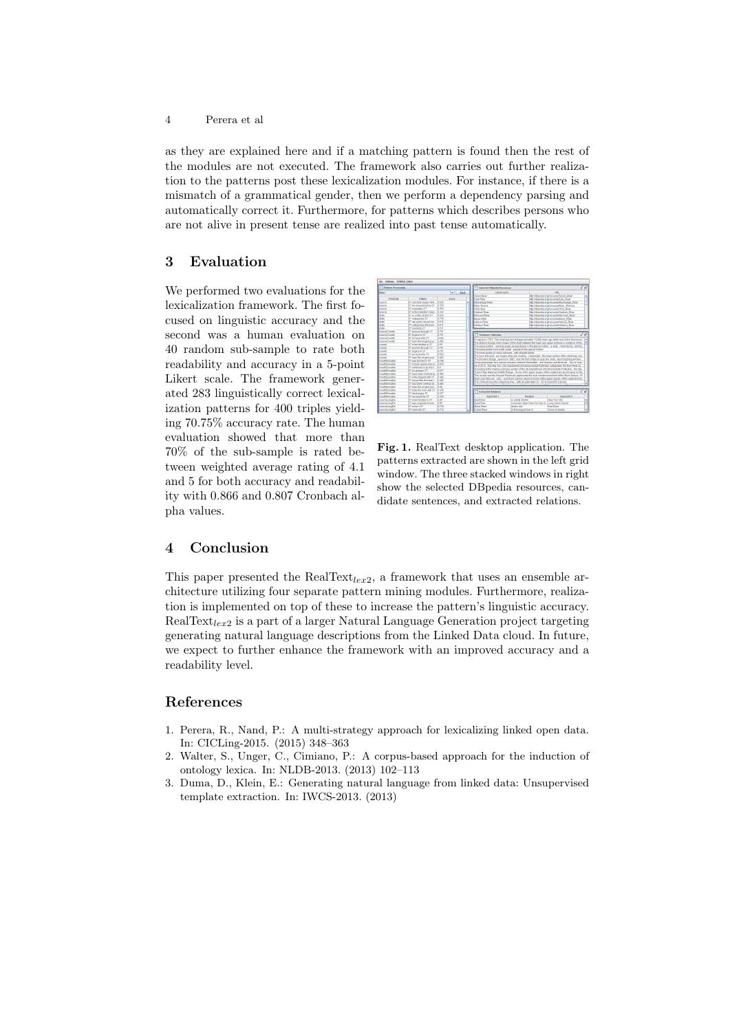as they are explained here and if a matching pattern is found then the rest of the modules are not executed. The framework also carries out further realization to the patterns post these lexicalization modules. For instance, if there is a mismatch of a grammatical gender, then we perform a dependency parsing and automatically correct it. Furthermore, for patterns which describes persons who are not alive in present tense are realized into past tense automatically.

## 3 Evaluation

We performed two evaluations for the lexicalization framework. The first focused on linguistic accuracy and the second was a human evaluation on 40 random sub-sample to rate both readability and accuracy in a 5-point Likert scale. The framework generated 283 linguistically correct lexicalization patterns for 400 triples yielding 70.75% accuracy rate. The human evaluation showed that more than 70% of the sub-sample is rated between weighted average rating of 4.1 and 5 for both accuracy and readability with 0.866 and 0.807 Cronbach alpha values.

**Fig. 1.** RealText desktop application. The patterns extracted are shown in the left grid window. The three stacked windows in right show the selected DBpedia resources, candidate sentences, and extracted relations.

## 4 Conclusion

This paper presented the RealText$_{lex2}$, a framework that uses an ensemble architecture utilizing four separate pattern mining modules. Furthermore, realization is implemented on top of these to increase the pattern's linguistic accuracy. RealText$_{lex2}$ is a part of a larger Natural Language Generation project targeting generating natural language descriptions from the Linked Data cloud. In future, we expect to further enhance the framework with an improved accuracy and a readability level.

## References

1. Perera, R., Nand, P.: A multi-strategy approach for lexicalizing linked open data. In: CICLing-2015. (2015) 348–363
2. Walter, S., Unger, C., Cimiano, P.: A corpus-based approach for the induction of ontology lexica. In: NLDB-2013. (2013) 102–113
3. Duma, D., Klein, E.: Generating natural language from linked data: Unsupervised template extraction. In: IWCS-2013. (2013)